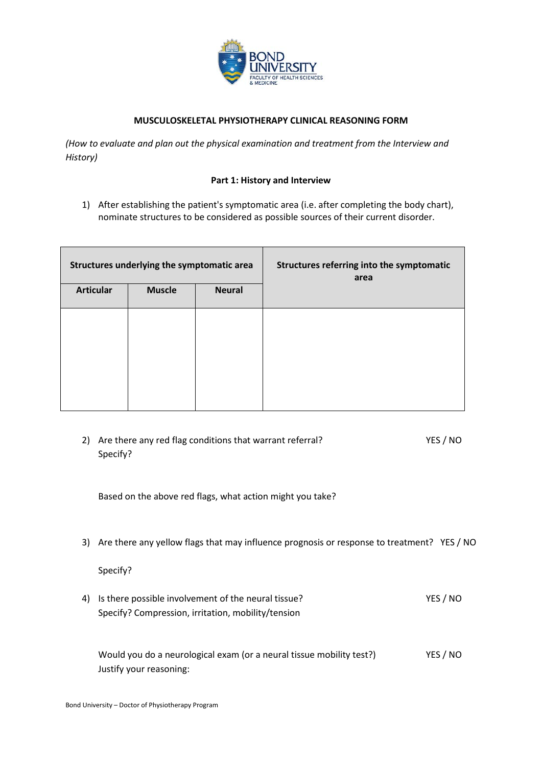**MUSCULOSKELETAL PHYSIOTHERAPY CLINICAL REASONING FORM**

*(How to evaluate and plan out the physical examination and treatment from the Interview and History)*

**Part 1: History and Interview**

1) After establishing the patient's symptomatic area (i.e. after completing the body chart), nominate structures to be considered as possible sources of their current disorder.

| Structures underlying the symptomatic area | | | Structures referring into the symptomatic area |
|---|---|---|---|
| **Articular** | **Muscle** | **Neural** | |
| | | | |

2) Are there any red flag conditions that warrant referral? YES / NO
   Specify?

   Based on the above red flags, what action might you take?

3) Are there any yellow flags that may influence prognosis or response to treatment? YES / NO

   Specify?

4) Is there possible involvement of the neural tissue? YES / NO
   Specify? Compression, irritation, mobility/tension

   Would you do a neurological exam (or a neural tissue mobility test?) YES / NO
   Justify your reasoning: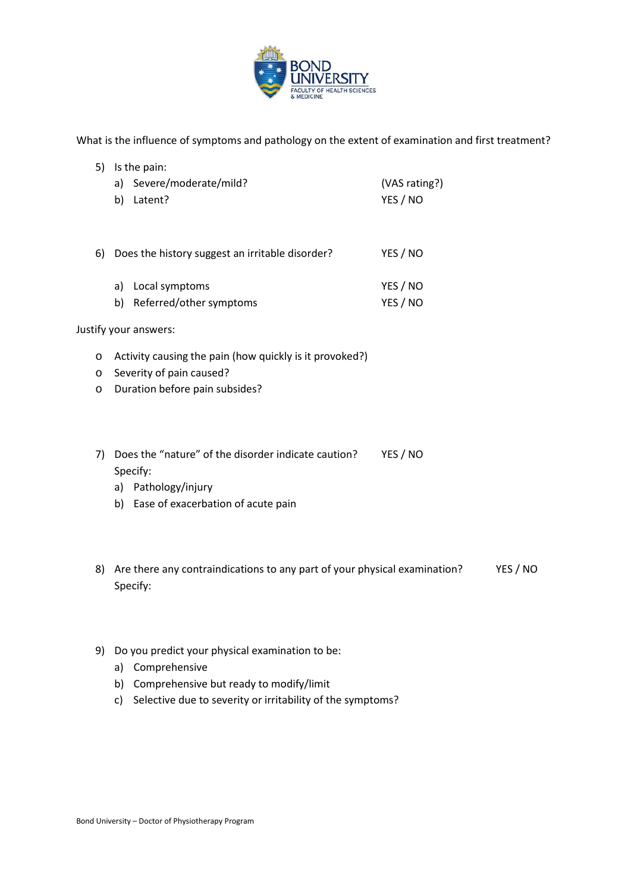What is the influence of symptoms and pathology on the extent of examination and first treatment?

5) Is the pain:
    a) Severe/moderate/mild? (VAS rating?)
    b) Latent? YES / NO

6) Does the history suggest an irritable disorder? YES / NO
    a) Local symptoms YES / NO
    b) Referred/other symptoms YES / NO

Justify your answers:

- Activity causing the pain (how quickly is it provoked?)
- Severity of pain caused?
- Duration before pain subsides?

7) Does the "nature" of the disorder indicate caution? YES / NO
    Specify:
    a) Pathology/injury
    b) Ease of exacerbation of acute pain

8) Are there any contraindications to any part of your physical examination? YES / NO
    Specify:

9) Do you predict your physical examination to be:
    a) Comprehensive
    b) Comprehensive but ready to modify/limit
    c) Selective due to severity or irritability of the symptoms?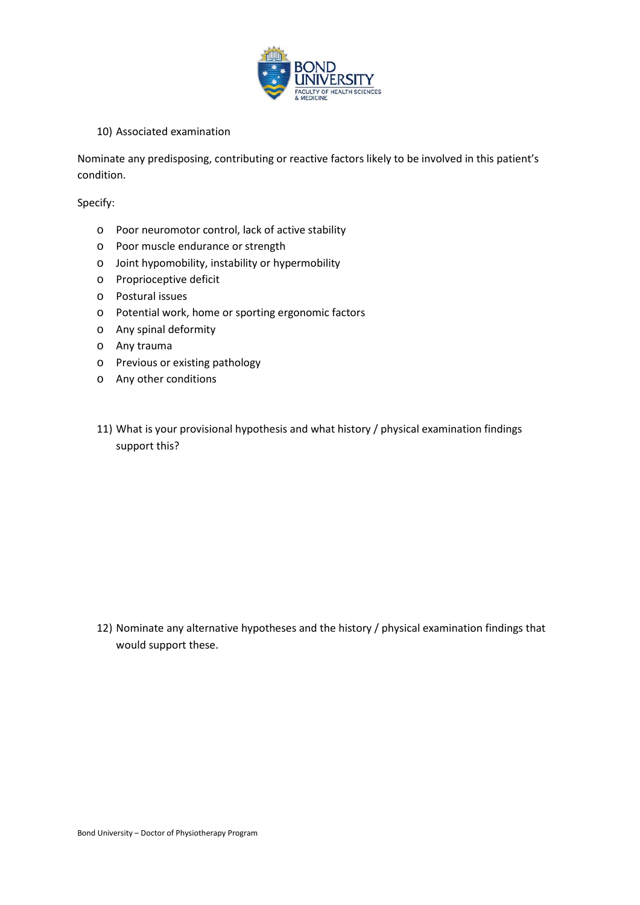10) Associated examination

Nominate any predisposing, contributing or reactive factors likely to be involved in this patient's condition.

Specify:

- Poor neuromotor control, lack of active stability
- Poor muscle endurance or strength
- Joint hypomobility, instability or hypermobility
- Proprioceptive deficit
- Postural issues
- Potential work, home or sporting ergonomic factors
- Any spinal deformity
- Any trauma
- Previous or existing pathology
- Any other conditions

11) What is your provisional hypothesis and what history / physical examination findings support this?

12) Nominate any alternative hypotheses and the history / physical examination findings that would support these.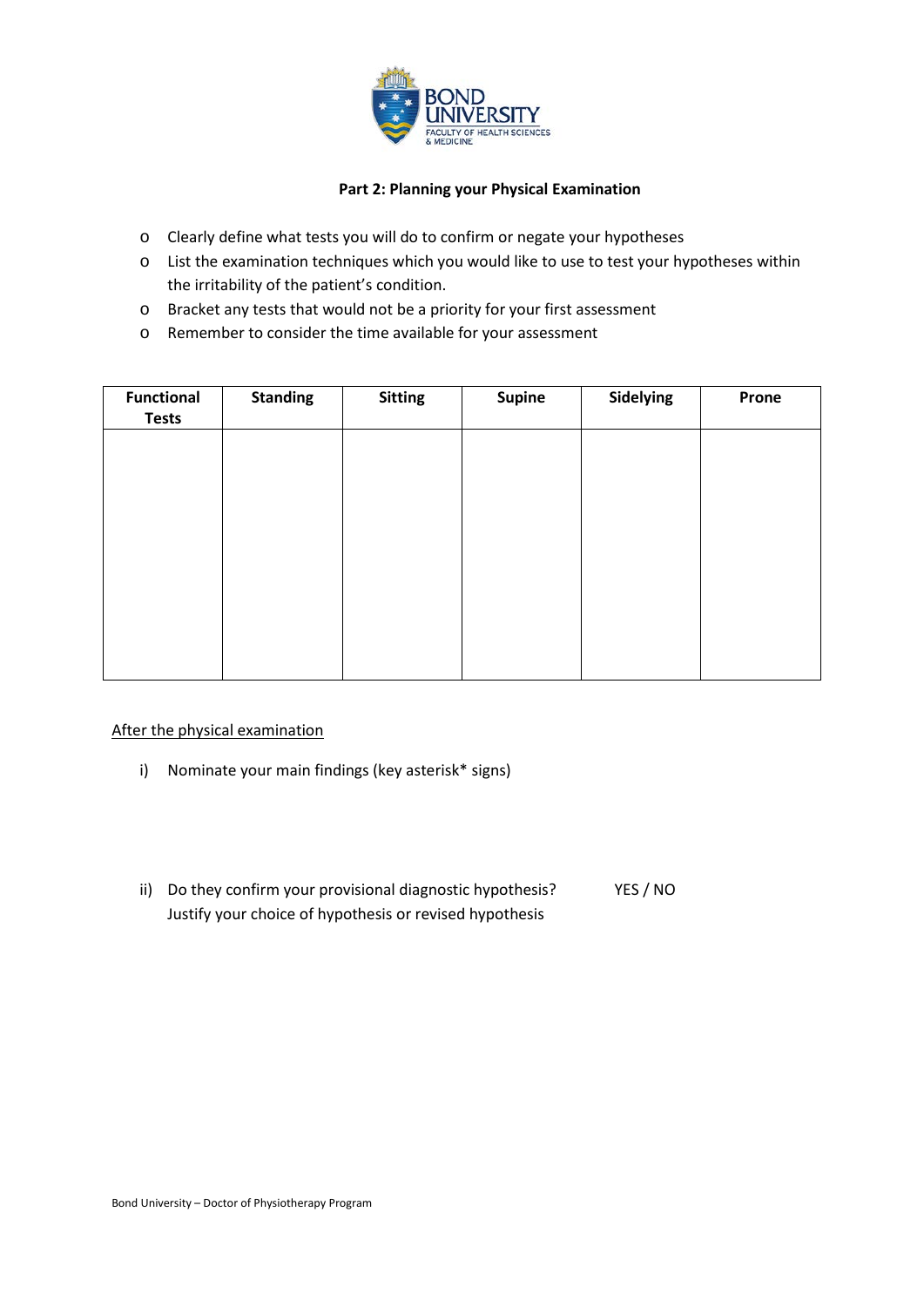## Part 2: Planning your Physical Examination

- Clearly define what tests you will do to confirm or negate your hypotheses
- List the examination techniques which you would like to use to test your hypotheses within the irritability of the patient's condition.
- Bracket any tests that would not be a priority for your first assessment
- Remember to consider the time available for your assessment

| Functional Tests | Standing | Sitting | Supine | Sidelying | Prone |
| --- | --- | --- | --- | --- | --- |
| | | | | | |

After the physical examination

i) Nominate your main findings (key asterisk* signs)

ii) Do they confirm your provisional diagnostic hypothesis? YES / NO
Justify your choice of hypothesis or revised hypothesis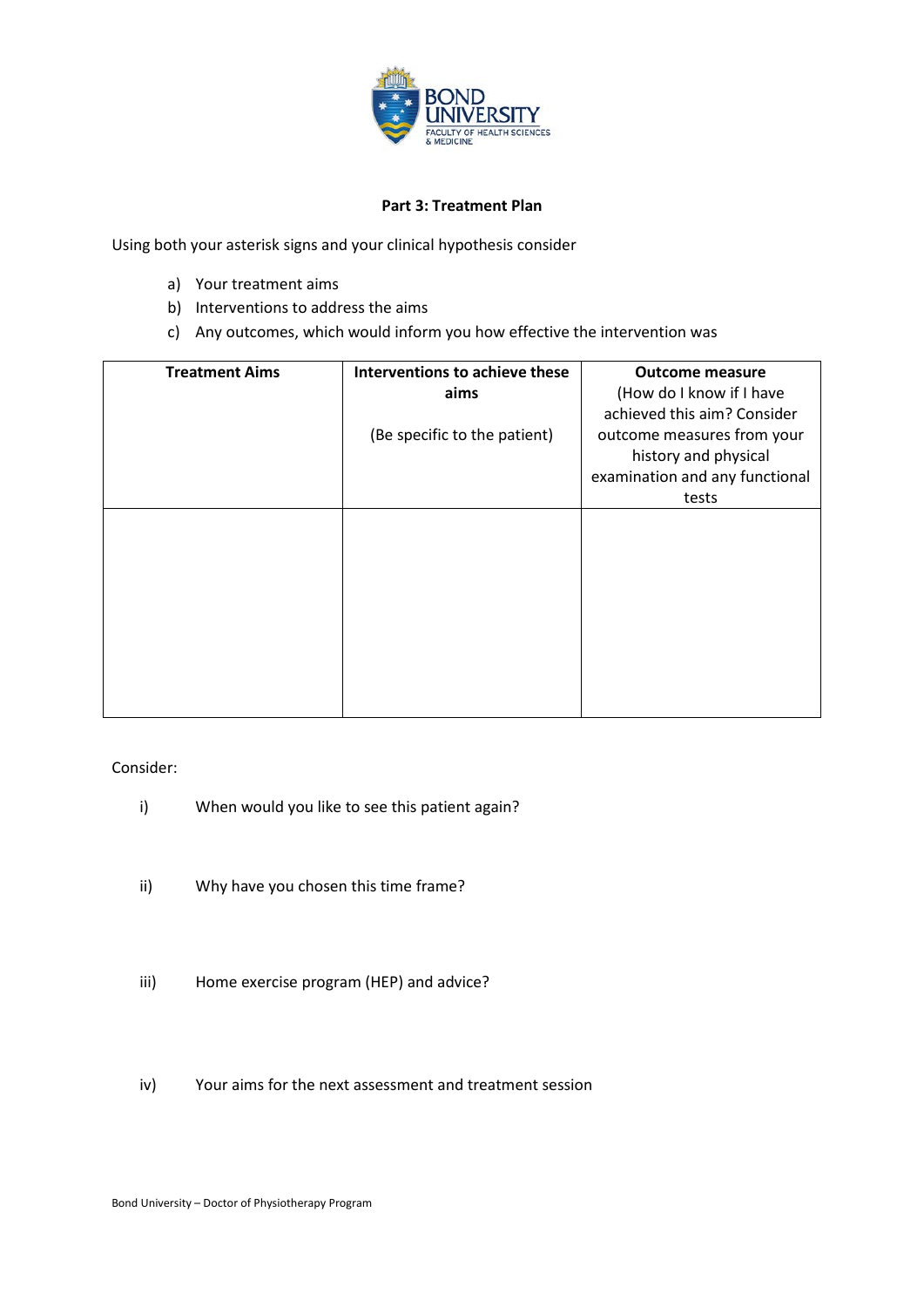**Part 3: Treatment Plan**

Using both your asterisk signs and your clinical hypothesis consider

a) Your treatment aims
b) Interventions to address the aims
c) Any outcomes, which would inform you how effective the intervention was

| **Treatment Aims** | **Interventions to achieve these aims**<br><br>(Be specific to the patient) | **Outcome measure**<br>(How do I know if I have achieved this aim? Consider outcome measures from your history and physical examination and any functional tests |
|---|---|---|
| | | |

Consider:

i) When would you like to see this patient again?

ii) Why have you chosen this time frame?

iii) Home exercise program (HEP) and advice?

iv) Your aims for the next assessment and treatment session